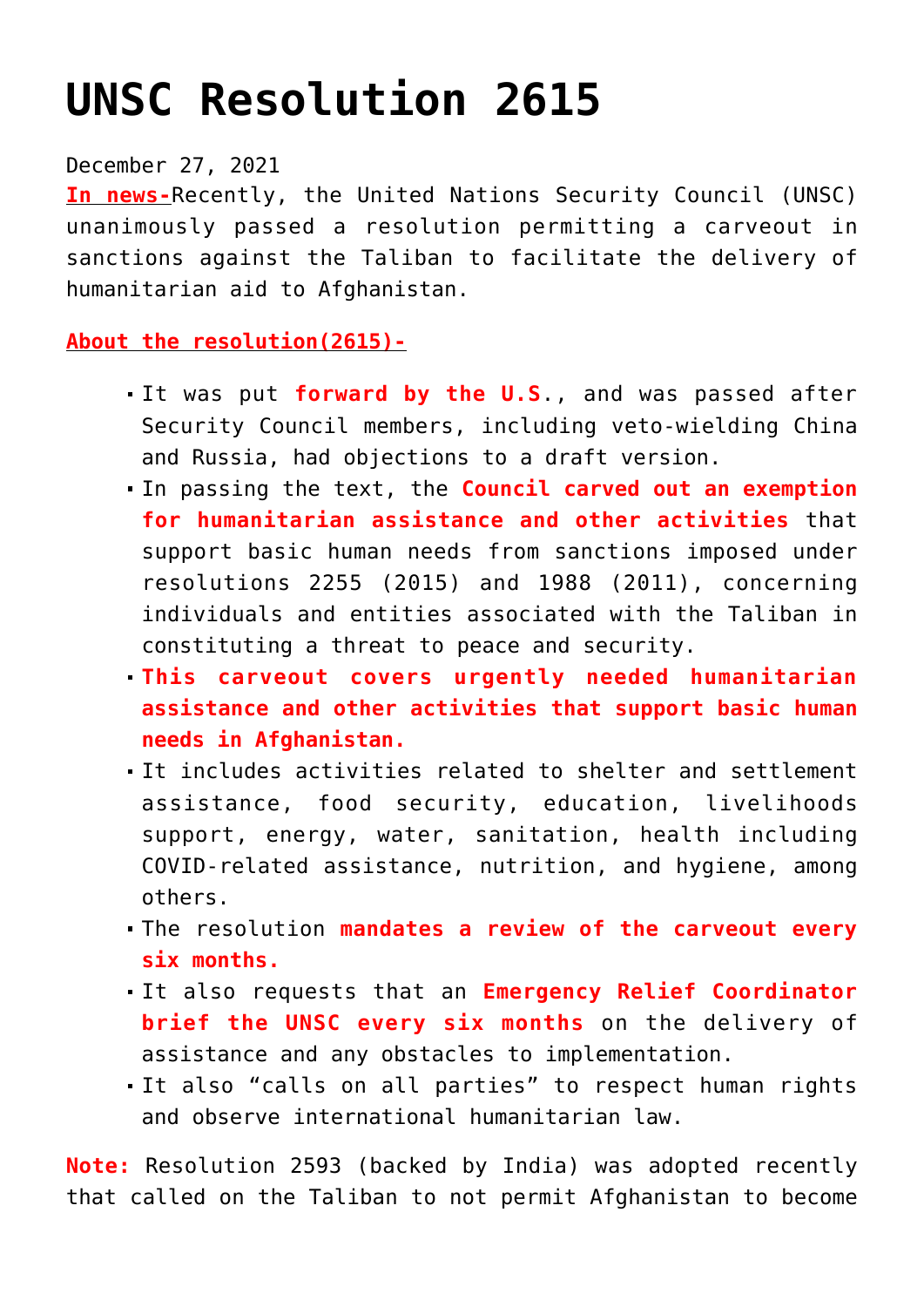# UNSC Resolution 2615

December 27, 2021

**In news-**Recently, the United Nations Security Council (UNSC) unanimously passed a resolution permitting a carveout in sanctions against the Taliban to facilitate the delivery of humanitarian aid to Afghanistan.

**About the resolution(2615)-**

- It was put **forward by the U.S**., and was passed after Security Council members, including veto-wielding China and Russia, had objections to a draft version.
- In passing the text, the **Council carved out an exemption for humanitarian assistance and other activities** that support basic human needs from sanctions imposed under resolutions 2255 (2015) and 1988 (2011), concerning individuals and entities associated with the Taliban in constituting a threat to peace and security.
- **This carveout covers urgently needed humanitarian assistance and other activities that support basic human needs in Afghanistan.**
- It includes activities related to shelter and settlement assistance, food security, education, livelihoods support, energy, water, sanitation, health including COVID-related assistance, nutrition, and hygiene, among others.
- The resolution **mandates a review of the carveout every six months.**
- It also requests that an **Emergency Relief Coordinator brief the UNSC every six months** on the delivery of assistance and any obstacles to implementation.
- It also "calls on all parties" to respect human rights and observe international humanitarian law.

**Note:** Resolution 2593 (backed by India) was adopted recently that called on the Taliban to not permit Afghanistan to become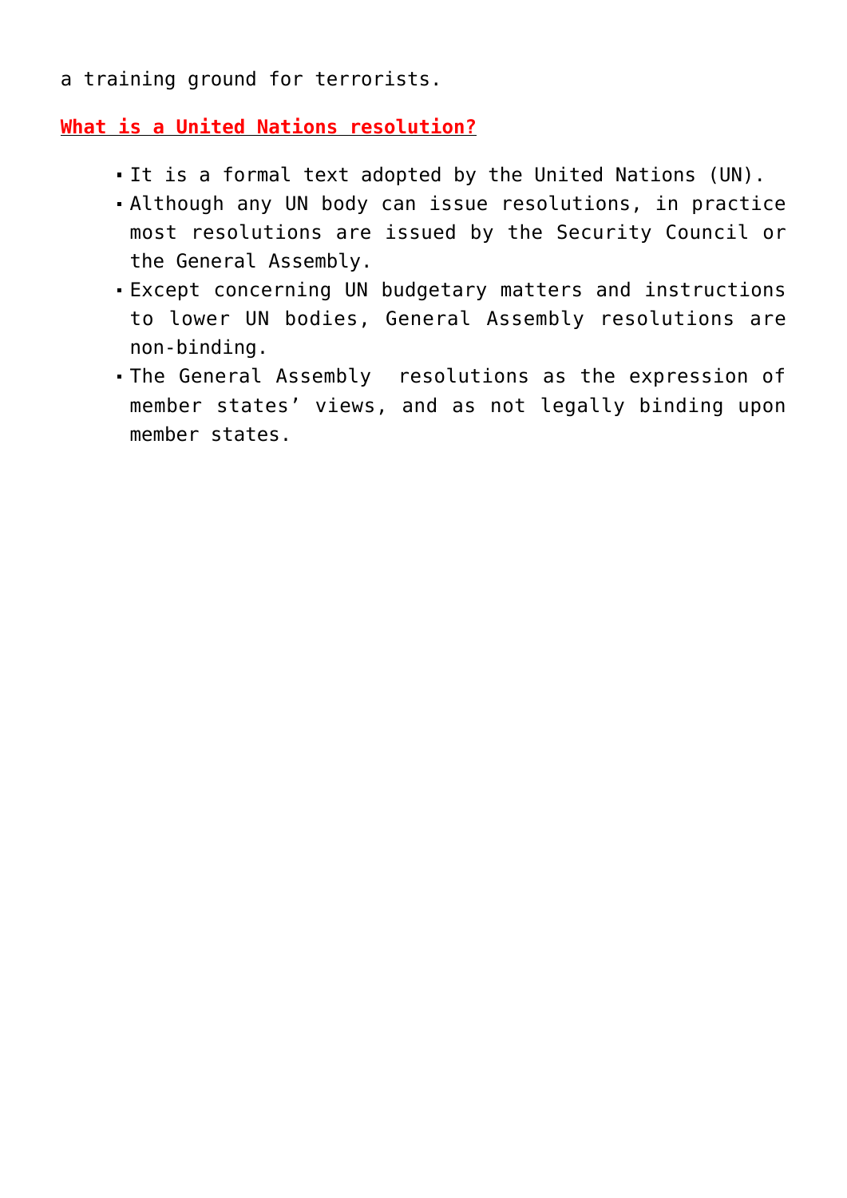a training ground for terrorists.

## **What is a United Nations resolution?**

- It is a formal text adopted by the United Nations (UN).
- Although any UN body can issue resolutions, in practice most resolutions are issued by the Security Council or the General Assembly.
- Except concerning UN budgetary matters and instructions to lower UN bodies, General Assembly resolutions are non-binding.
- The General Assembly  resolutions as the expression of member states’ views, and as not legally binding upon member states.